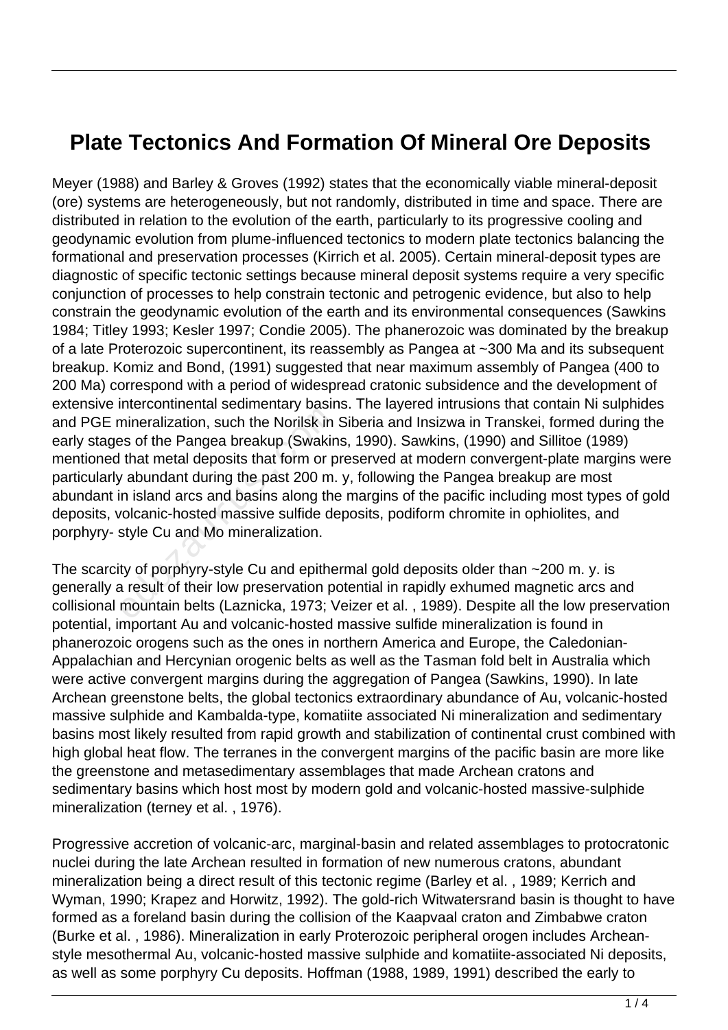# Plate Tectonics And Formation Of Mineral Ore Deposits

Meyer (1988) and Barley & Groves (1992) states that the economically viable mineral-deposit (ore) systems are heterogeneously, but not randomly, distributed in time and space. There are distributed in relation to the evolution of the earth, particularly to its progressive cooling and geodynamic evolution from plume-influenced tectonics to modern plate tectonics balancing the formational and preservation processes (Kirrich et al. 2005). Certain mineral-deposit types are diagnostic of specific tectonic settings because mineral deposit systems require a very specific conjunction of processes to help constrain tectonic and petrogenic evidence, but also to help constrain the geodynamic evolution of the earth and its environmental consequences (Sawkins 1984; Titley 1993; Kesler 1997; Condie 2005). The phanerozoic was dominated by the breakup of a late Proterozoic supercontinent, its reassembly as Pangea at ~300 Ma and its subsequent breakup. Komiz and Bond, (1991) suggested that near maximum assembly of Pangea (400 to 200 Ma) correspond with a period of widespread cratonic subsidence and the development of extensive intercontinental sedimentary basins. The layered intrusions that contain Ni sulphides and PGE mineralization, such the Norilsk in Siberia and Insizwa in Transkei, formed during the early stages of the Pangea breakup (Swakins, 1990). Sawkins, (1990) and Sillitoe (1989) mentioned that metal deposits that form or preserved at modern convergent-plate margins were particularly abundant during the past 200 m. y, following the Pangea breakup are most abundant in island arcs and basins along the margins of the pacific including most types of gold deposits, volcanic-hosted massive sulfide deposits, podiform chromite in ophiolites, and porphyry- style Cu and Mo mineralization.

The scarcity of porphyry-style Cu and epithermal gold deposits older than ~200 m. y. is generally a result of their low preservation potential in rapidly exhumed magnetic arcs and collisional mountain belts (Laznicka, 1973; Veizer et al. , 1989). Despite all the low preservation potential, important Au and volcanic-hosted massive sulfide mineralization is found in phanerozoic orogens such as the ones in northern America and Europe, the Caledonian-Appalachian and Hercynian orogenic belts as well as the Tasman fold belt in Australia which were active convergent margins during the aggregation of Pangea (Sawkins, 1990). In late Archean greenstone belts, the global tectonics extraordinary abundance of Au, volcanic-hosted massive sulphide and Kambalda-type, komatiite associated Ni mineralization and sedimentary basins most likely resulted from rapid growth and stabilization of continental crust combined with high global heat flow. The terranes in the convergent margins of the pacific basin are more like the greenstone and metasedimentary assemblages that made Archean cratons and sedimentary basins which host most by modern gold and volcanic-hosted massive-sulphide mineralization (terney et al. , 1976).

Progressive accretion of volcanic-arc, marginal-basin and related assemblages to protocratonic nuclei during the late Archean resulted in formation of new numerous cratons, abundant mineralization being a direct result of this tectonic regime (Barley et al. , 1989; Kerrich and Wyman, 1990; Krapez and Horwitz, 1992). The gold-rich Witwatersrand basin is thought to have formed as a foreland basin during the collision of the Kaapvaal craton and Zimbabwe craton (Burke et al. , 1986). Mineralization in early Proterozoic peripheral orogen includes Archean-style mesothermal Au, volcanic-hosted massive sulphide and komatiite-associated Ni deposits, as well as some porphyry Cu deposits. Hoffman (1988, 1989, 1991) described the early to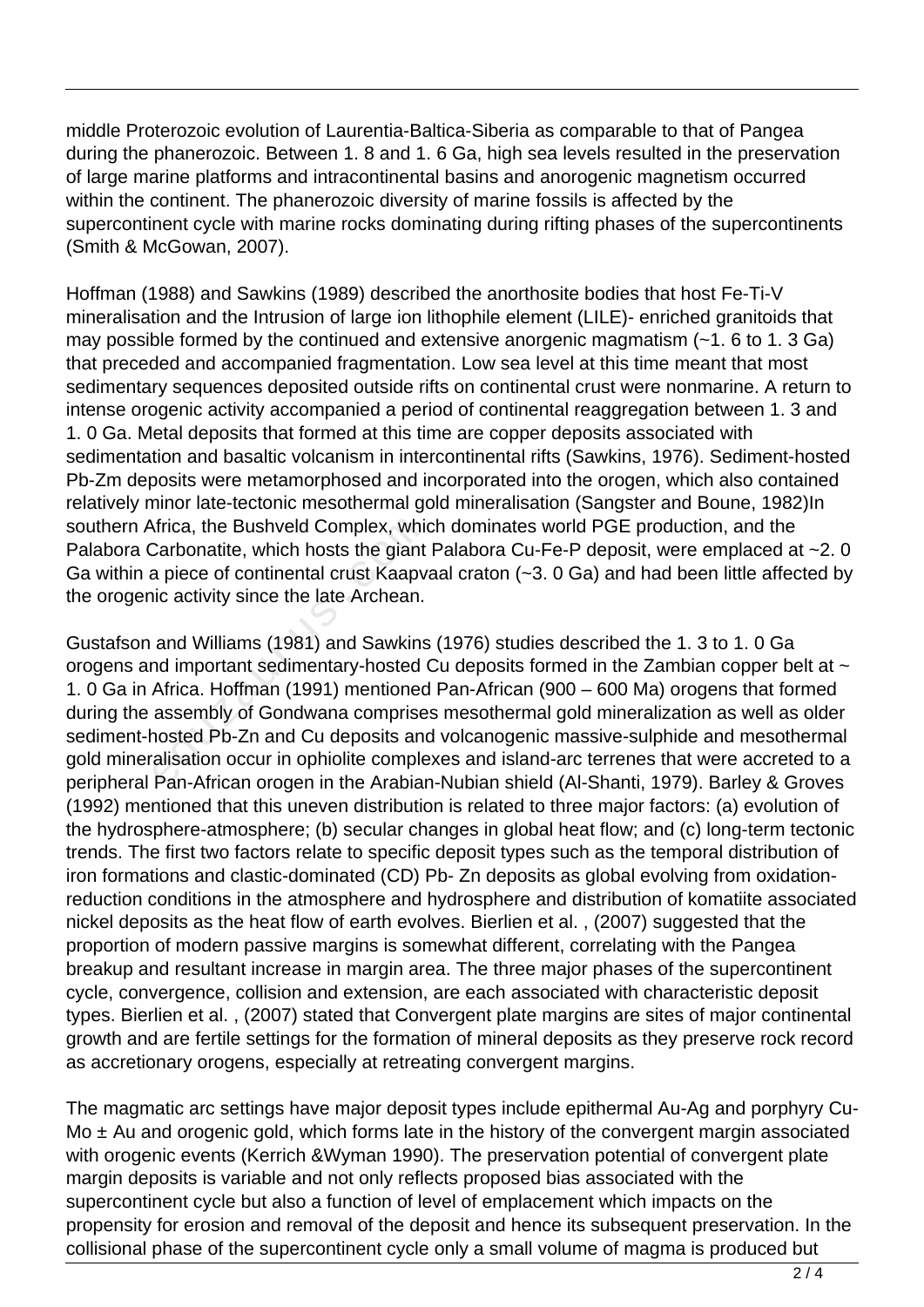middle Proterozoic evolution of Laurentia-Baltica-Siberia as comparable to that of Pangea during the phanerozoic. Between 1. 8 and 1. 6 Ga, high sea levels resulted in the preservation of large marine platforms and intracontinental basins and anorogenic magnetism occurred within the continent. The phanerozoic diversity of marine fossils is affected by the supercontinent cycle with marine rocks dominating during rifting phases of the supercontinents (Smith & McGowan, 2007).

Hoffman (1988) and Sawkins (1989) described the anorthosite bodies that host Fe-Ti-V mineralisation and the Intrusion of large ion lithophile element (LILE)- enriched granitoids that may possible formed by the continued and extensive anorgenic magmatism (~1. 6 to 1. 3 Ga) that preceded and accompanied fragmentation. Low sea level at this time meant that most sedimentary sequences deposited outside rifts on continental crust were nonmarine. A return to intense orogenic activity accompanied a period of continental reaggregation between 1. 3 and 1. 0 Ga. Metal deposits that formed at this time are copper deposits associated with sedimentation and basaltic volcanism in intercontinental rifts (Sawkins, 1976). Sediment-hosted Pb-Zm deposits were metamorphosed and incorporated into the orogen, which also contained relatively minor late-tectonic mesothermal gold mineralisation (Sangster and Boune, 1982)In southern Africa, the Bushveld Complex, which dominates world PGE production, and the Palabora Carbonatite, which hosts the giant Palabora Cu-Fe-P deposit, were emplaced at ~2. 0 Ga within a piece of continental crust Kaapvaal craton (~3. 0 Ga) and had been little affected by the orogenic activity since the late Archean.

Gustafson and Williams (1981) and Sawkins (1976) studies described the 1. 3 to 1. 0 Ga orogens and important sedimentary-hosted Cu deposits formed in the Zambian copper belt at ~ 1. 0 Ga in Africa. Hoffman (1991) mentioned Pan-African (900 – 600 Ma) orogens that formed during the assembly of Gondwana comprises mesothermal gold mineralization as well as older sediment-hosted Pb-Zn and Cu deposits and volcanogenic massive-sulphide and mesothermal gold mineralisation occur in ophiolite complexes and island-arc terrenes that were accreted to a peripheral Pan-African orogen in the Arabian-Nubian shield (Al-Shanti, 1979). Barley & Groves (1992) mentioned that this uneven distribution is related to three major factors: (a) evolution of the hydrosphere-atmosphere; (b) secular changes in global heat flow; and (c) long-term tectonic trends. The first two factors relate to specific deposit types such as the temporal distribution of iron formations and clastic-dominated (CD) Pb- Zn deposits as global evolving from oxidation-reduction conditions in the atmosphere and hydrosphere and distribution of komatiite associated nickel deposits as the heat flow of earth evolves. Bierlien et al. , (2007) suggested that the proportion of modern passive margins is somewhat different, correlating with the Pangea breakup and resultant increase in margin area. The three major phases of the supercontinent cycle, convergence, collision and extension, are each associated with characteristic deposit types. Bierlien et al. , (2007) stated that Convergent plate margins are sites of major continental growth and are fertile settings for the formation of mineral deposits as they preserve rock record as accretionary orogens, especially at retreating convergent margins.

The magmatic arc settings have major deposit types include epithermal Au-Ag and porphyry Cu-Mo ± Au and orogenic gold, which forms late in the history of the convergent margin associated with orogenic events (Kerrich &Wyman 1990). The preservation potential of convergent plate margin deposits is variable and not only reflects proposed bias associated with the supercontinent cycle but also a function of level of emplacement which impacts on the propensity for erosion and removal of the deposit and hence its subsequent preservation. In the collisional phase of the supercontinent cycle only a small volume of magma is produced but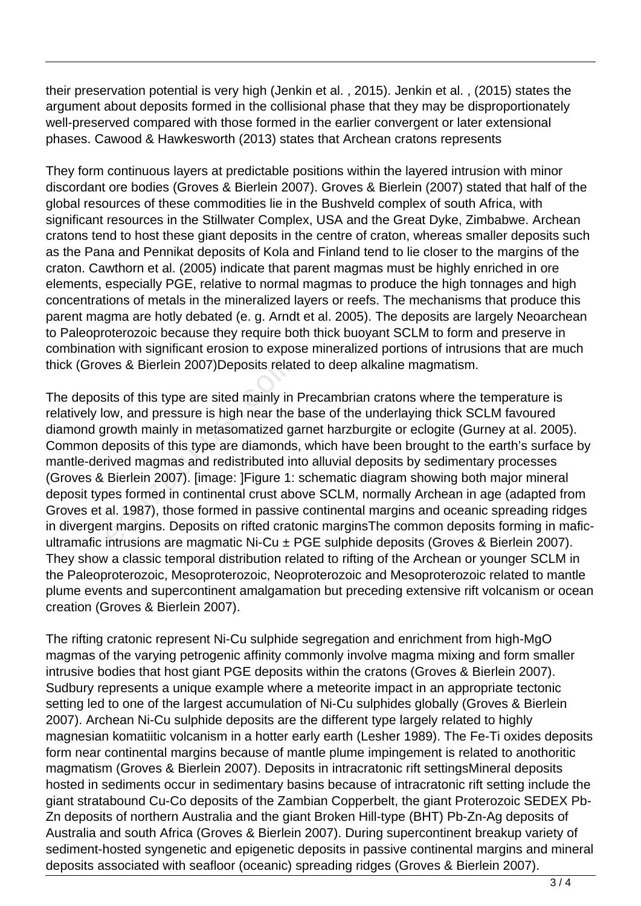their preservation potential is very high (Jenkin et al. , 2015). Jenkin et al. , (2015) states the argument about deposits formed in the collisional phase that they may be disproportionately well-preserved compared with those formed in the earlier convergent or later extensional phases. Cawood & Hawkesworth (2013) states that Archean cratons represents

They form continuous layers at predictable positions within the layered intrusion with minor discordant ore bodies (Groves & Bierlein 2007). Groves & Bierlein (2007) stated that half of the global resources of these commodities lie in the Bushveld complex of south Africa, with significant resources in the Stillwater Complex, USA and the Great Dyke, Zimbabwe. Archean cratons tend to host these giant deposits in the centre of craton, whereas smaller deposits such as the Pana and Pennikat deposits of Kola and Finland tend to lie closer to the margins of the craton. Cawthorn et al. (2005) indicate that parent magmas must be highly enriched in ore elements, especially PGE, relative to normal magmas to produce the high tonnages and high concentrations of metals in the mineralized layers or reefs. The mechanisms that produce this parent magma are hotly debated (e. g. Arndt et al. 2005). The deposits are largely Neoarchean to Paleoproterozoic because they require both thick buoyant SCLM to form and preserve in combination with significant erosion to expose mineralized portions of intrusions that are much thick (Groves & Bierlein 2007)Deposits related to deep alkaline magmatism.

The deposits of this type are sited mainly in Precambrian cratons where the temperature is relatively low, and pressure is high near the base of the underlaying thick SCLM favoured diamond growth mainly in metasomatized garnet harzburgite or eclogite (Gurney at al. 2005). Common deposits of this type are diamonds, which have been brought to the earth's surface by mantle-derived magmas and redistributed into alluvial deposits by sedimentary processes (Groves & Bierlein 2007). [image: ]Figure 1: schematic diagram showing both major mineral deposit types formed in continental crust above SCLM, normally Archean in age (adapted from Groves et al. 1987), those formed in passive continental margins and oceanic spreading ridges in divergent margins. Deposits on rifted cratonic marginsThe common deposits forming in mafic-ultramafic intrusions are magmatic Ni-Cu ± PGE sulphide deposits (Groves & Bierlein 2007). They show a classic temporal distribution related to rifting of the Archean or younger SCLM in the Paleoproterozoic, Mesoproterozoic, Neoproterozoic and Mesoproterozoic related to mantle plume events and supercontinent amalgamation but preceding extensive rift volcanism or ocean creation (Groves & Bierlein 2007).

The rifting cratonic represent Ni-Cu sulphide segregation and enrichment from high-MgO magmas of the varying petrogenic affinity commonly involve magma mixing and form smaller intrusive bodies that host giant PGE deposits within the cratons (Groves & Bierlein 2007). Sudbury represents a unique example where a meteorite impact in an appropriate tectonic setting led to one of the largest accumulation of Ni-Cu sulphides globally (Groves & Bierlein 2007). Archean Ni-Cu sulphide deposits are the different type largely related to highly magnesian komatiitic volcanism in a hotter early earth (Lesher 1989). The Fe-Ti oxides deposits form near continental margins because of mantle plume impingement is related to anothoritic magmatism (Groves & Bierlein 2007). Deposits in intracratonic rift settingsMineral deposits hosted in sediments occur in sedimentary basins because of intracratonic rift setting include the giant stratabound Cu-Co deposits of the Zambian Copperbelt, the giant Proterozoic SEDEX Pb-Zn deposits of northern Australia and the giant Broken Hill-type (BHT) Pb-Zn-Ag deposits of Australia and south Africa (Groves & Bierlein 2007). During supercontinent breakup variety of sediment-hosted syngenetic and epigenetic deposits in passive continental margins and mineral deposits associated with seafloor (oceanic) spreading ridges (Groves & Bierlein 2007).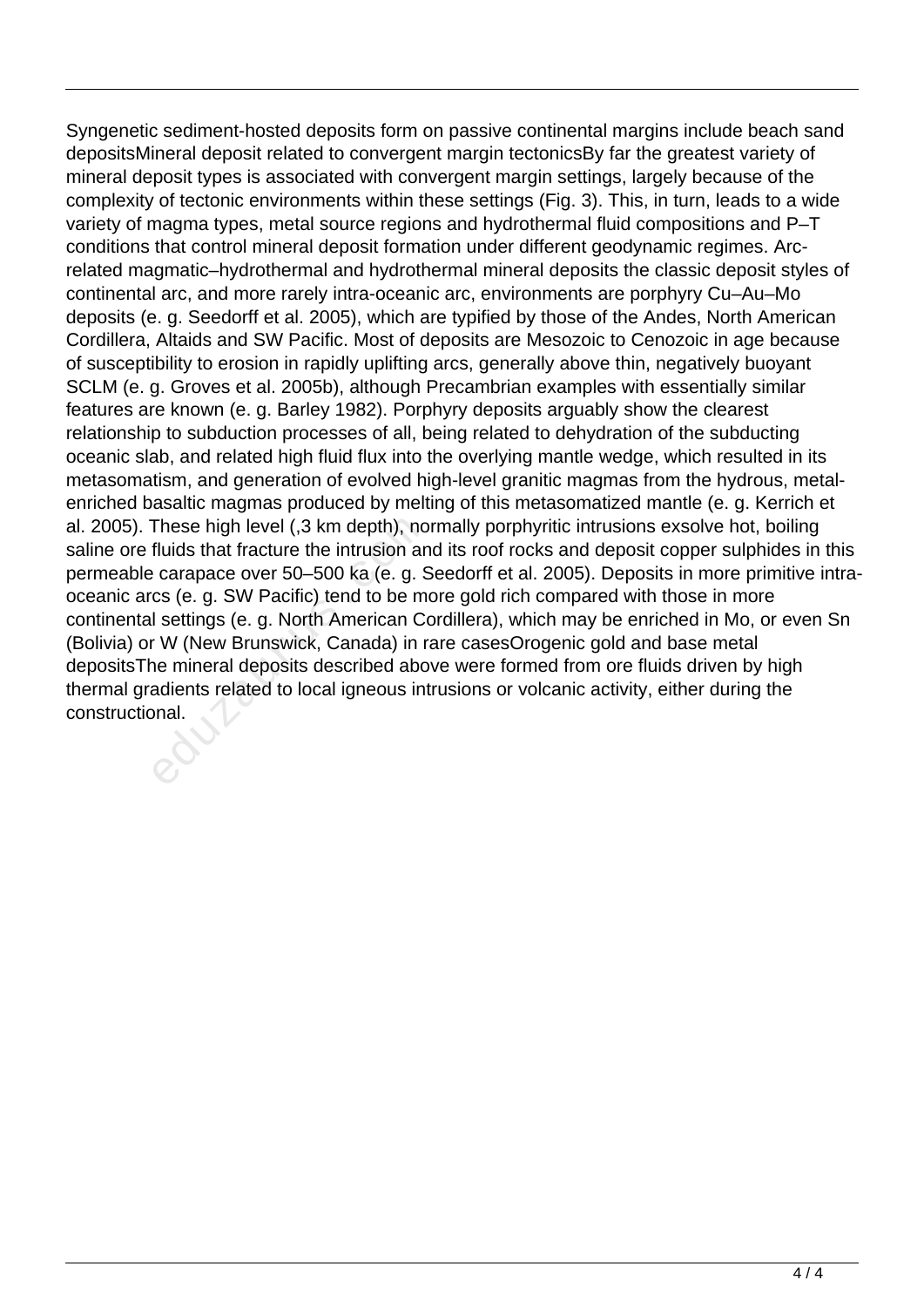Syngenetic sediment-hosted deposits form on passive continental margins include beach sand depositsMineral deposit related to convergent margin tectonicsBy far the greatest variety of mineral deposit types is associated with convergent margin settings, largely because of the complexity of tectonic environments within these settings (Fig. 3). This, in turn, leads to a wide variety of magma types, metal source regions and hydrothermal fluid compositions and P–T conditions that control mineral deposit formation under different geodynamic regimes. Arc-related magmatic–hydrothermal and hydrothermal mineral deposits the classic deposit styles of continental arc, and more rarely intra-oceanic arc, environments are porphyry Cu–Au–Mo deposits (e. g. Seedorff et al. 2005), which are typified by those of the Andes, North American Cordillera, Altaids and SW Pacific. Most of deposits are Mesozoic to Cenozoic in age because of susceptibility to erosion in rapidly uplifting arcs, generally above thin, negatively buoyant SCLM (e. g. Groves et al. 2005b), although Precambrian examples with essentially similar features are known (e. g. Barley 1982). Porphyry deposits arguably show the clearest relationship to subduction processes of all, being related to dehydration of the subducting oceanic slab, and related high fluid flux into the overlying mantle wedge, which resulted in its metasomatism, and generation of evolved high-level granitic magmas from the hydrous, metal-enriched basaltic magmas produced by melting of this metasomatized mantle (e. g. Kerrich et al. 2005). These high level (,3 km depth), normally porphyritic intrusions exsolve hot, boiling saline ore fluids that fracture the intrusion and its roof rocks and deposit copper sulphides in this permeable carapace over 50–500 ka (e. g. Seedorff et al. 2005). Deposits in more primitive intra-oceanic arcs (e. g. SW Pacific) tend to be more gold rich compared with those in more continental settings (e. g. North American Cordillera), which may be enriched in Mo, or even Sn (Bolivia) or W (New Brunswick, Canada) in rare casesOrogenic gold and base metal depositsThe mineral deposits described above were formed from ore fluids driven by high thermal gradients related to local igneous intrusions or volcanic activity, either during the constructional.